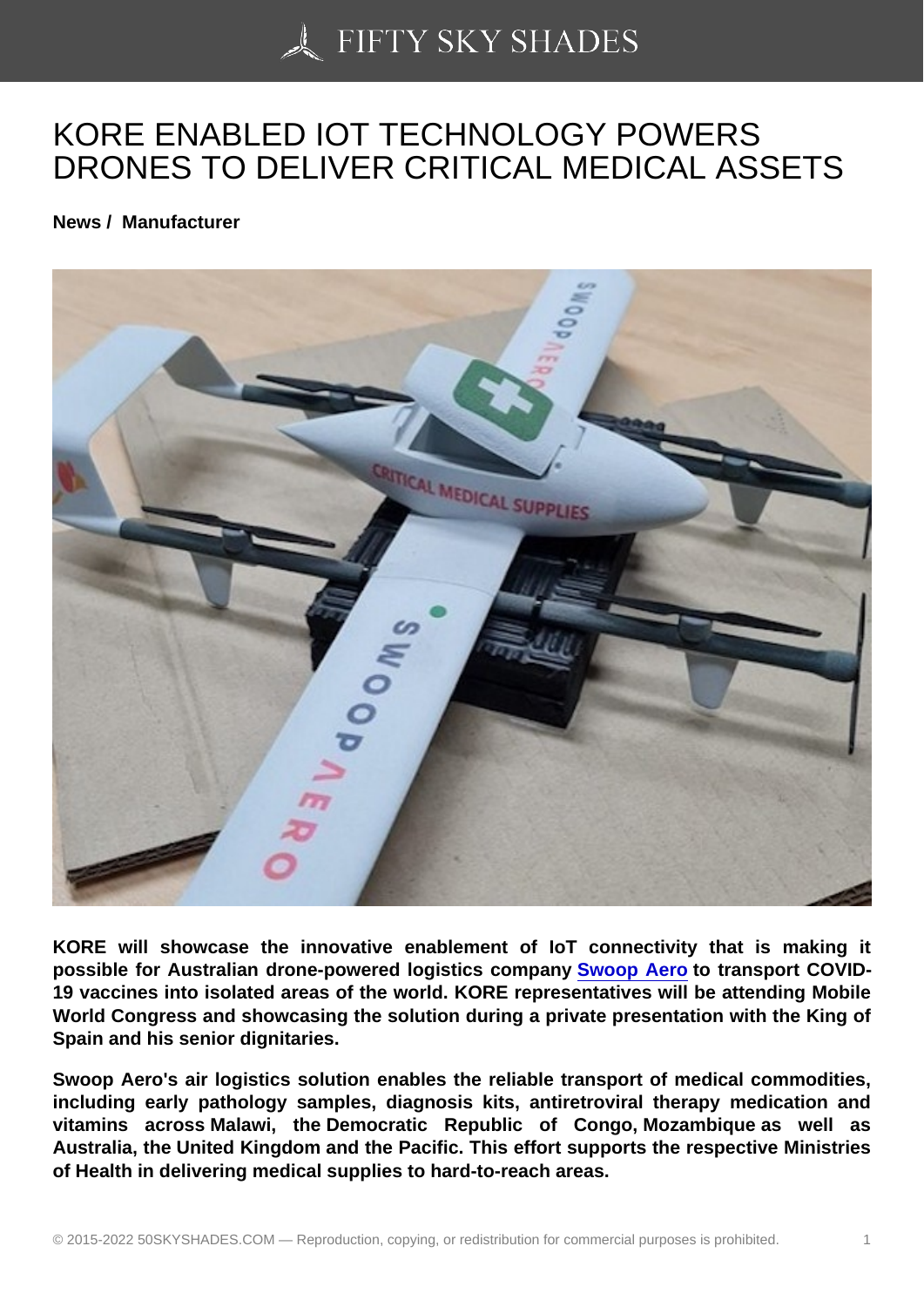# KORE ENABLED IOT TECHNOLOGY POWERS DRONES TO DELIVER CRITICAL MEDICAL ASSETS

**News / Manufacturer**

**KORE will showcase the innovative enablement of IoT connectivity that is making it possible for Australian drone-powered logistics company [Swoop Aero](#) to transport COVID-19 vaccines into isolated areas of the world. KORE representatives will be attending Mobile World Congress and showcasing the solution during a private presentation with the King of Spain and his senior dignitaries.**

**Swoop Aero's air logistics solution enables the reliable transport of medical commodities, including early pathology samples, diagnosis kits, antiretroviral therapy medication and vitamins across Malawi, the Democratic Republic of Congo, Mozambique as well as Australia, the United Kingdom and the Pacific. This effort supports the respective Ministries of Health in delivering medical supplies to hard-to-reach areas.**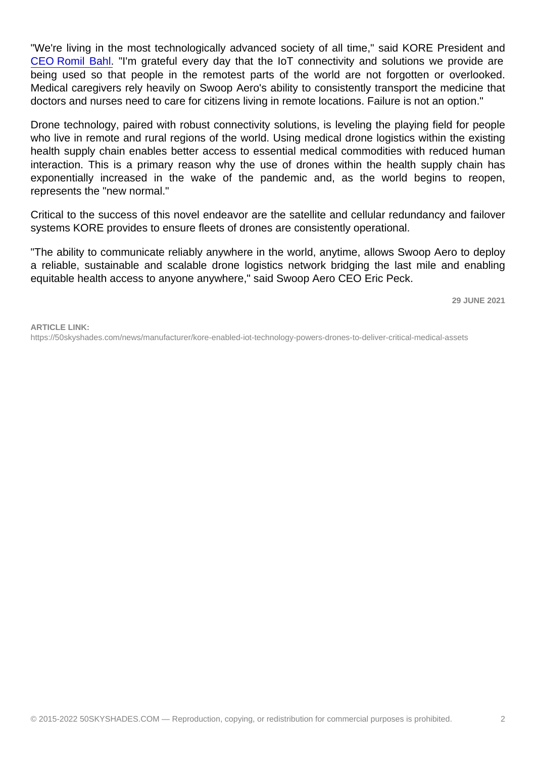"We're living in the most technologically advanced society of all time," said KORE President and CEO Romil Bahl. "I'm grateful every day that the IoT connectivity and solutions we provide are being used so that people in the remotest parts of the world are not forgotten or overlooked. Medical caregivers rely heavily on Swoop Aero's ability to consistently transport the medicine that doctors and nurses need to care for citizens living in remote locations. Failure is not an option."

Drone technology, paired with robust connectivity solutions, is leveling the playing field for people who live in remote and rural regions of the world. Using medical drone logistics within the existing health supply chain enables better access to essential medical commodities with reduced human interaction. This is a primary reason why the use of drones within the health supply chain has exponentially increased in the wake of the pandemic and, as the world begins to reopen, represents the "new normal."

Critical to the success of this novel endeavor are the satellite and cellular redundancy and failover systems KORE provides to ensure fleets of drones are consistently operational.

"The ability to communicate reliably anywhere in the world, anytime, allows Swoop Aero to deploy a reliable, sustainable and scalable drone logistics network bridging the last mile and enabling equitable health access to anyone anywhere," said Swoop Aero CEO Eric Peck.

**29 JUNE 2021**

**ARTICLE LINK:**
https://50skyshades.com/news/manufacturer/kore-enabled-iot-technology-powers-drones-to-deliver-critical-medical-assets